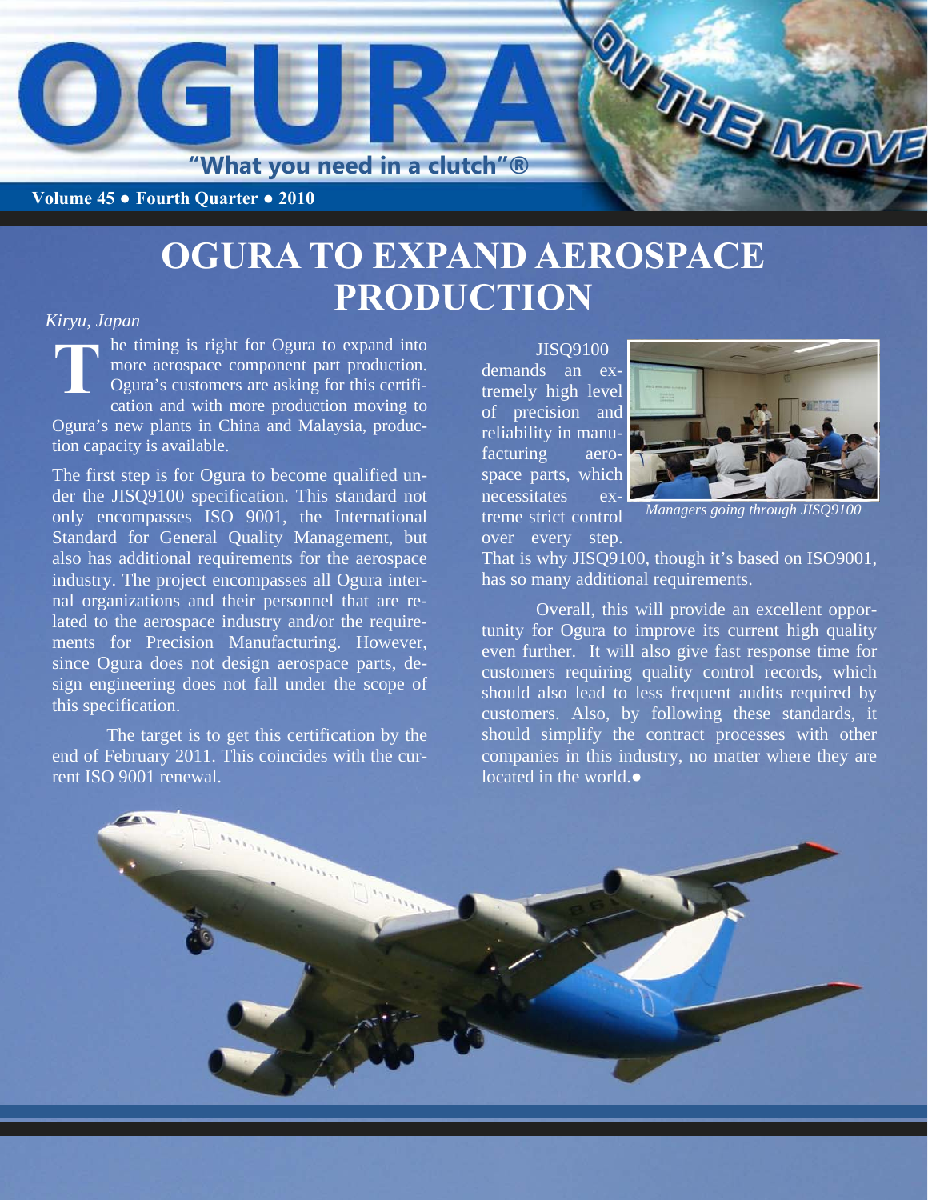# OGURA ON THE MOVE

"What you need in a clutch"®

**Volume 45 • Fourth Quarter • 2010**

## OGURA TO EXPAND AEROSPACE PRODUCTION

*Kiryu, Japan*

The timing is right for Ogura to expand into more aerospace component part production. Ogura's customers are asking for this certification and with more production moving to Ogura's new plants in China and Malaysia, production capacity is available.

The first step is for Ogura to become qualified under the JISQ9100 specification. This standard not only encompasses ISO 9001, the International Standard for General Quality Management, but also has additional requirements for the aerospace industry. The project encompasses all Ogura internal organizations and their personnel that are related to the aerospace industry and/or the requirements for Precision Manufacturing. However, since Ogura does not design aerospace parts, design engineering does not fall under the scope of this specification.

The target is to get this certification by the end of February 2011. This coincides with the current ISO 9001 renewal.

JISQ9100 demands an extremely high level of precision and reliability in manufacturing aerospace parts, which necessitates extreme strict control over every step. That is why JISQ9100, though it's based on ISO9001, has so many additional requirements.

*Managers going through JISQ9100*

Overall, this will provide an excellent opportunity for Ogura to improve its current high quality even further. It will also give fast response time for customers requiring quality control records, which should also lead to less frequent audits required by customers. Also, by following these standards, it should simplify the contract processes with other companies in this industry, no matter where they are located in the world.●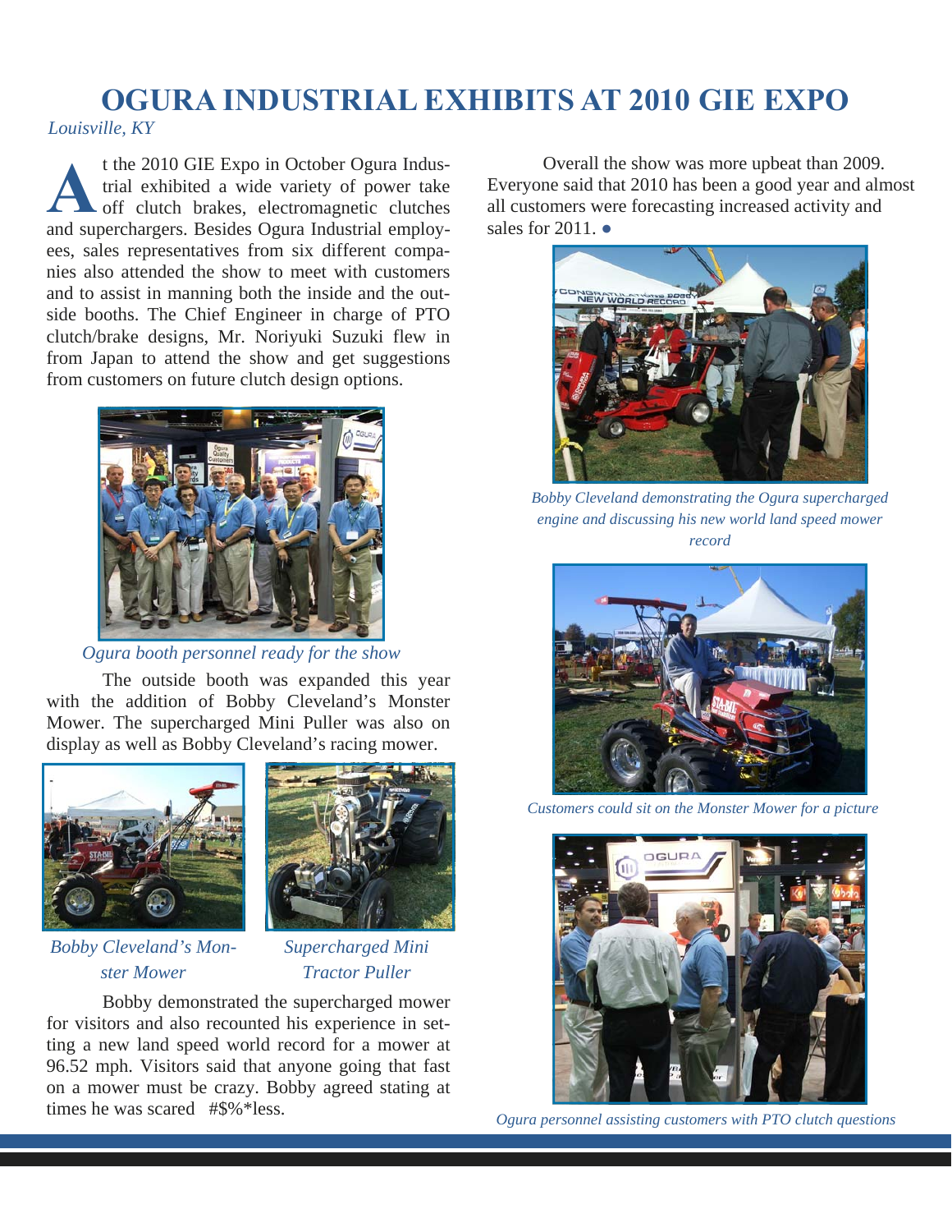# OGURA INDUSTRIAL EXHIBITS AT 2010 GIE EXPO

*Louisville, KY*

At the 2010 GIE Expo in October Ogura Industrial exhibited a wide variety of power take off clutch brakes, electromagnetic clutches and superchargers. Besides Ogura Industrial employees, sales representatives from six different companies also attended the show to meet with customers and to assist in manning both the inside and the outside booths. The Chief Engineer in charge of PTO clutch/brake designs, Mr. Noriyuki Suzuki flew in from Japan to attend the show and get suggestions from customers on future clutch design options.

*Ogura booth personnel ready for the show*

The outside booth was expanded this year with the addition of Bobby Cleveland's Monster Mower. The supercharged Mini Puller was also on display as well as Bobby Cleveland's racing mower.

*Bobby Cleveland's Monster Mower*

*Supercharged Mini Tractor Puller*

Bobby demonstrated the supercharged mower for visitors and also recounted his experience in setting a new land speed world record for a mower at 96.52 mph. Visitors said that anyone going that fast on a mower must be crazy. Bobby agreed stating at times he was scared #$%*less.

Overall the show was more upbeat than 2009. Everyone said that 2010 has been a good year and almost all customers were forecasting increased activity and sales for 2011. ●

*Bobby Cleveland demonstrating the Ogura supercharged engine and discussing his new world land speed mower record*

*Customers could sit on the Monster Mower for a picture*

*Ogura personnel assisting customers with PTO clutch questions*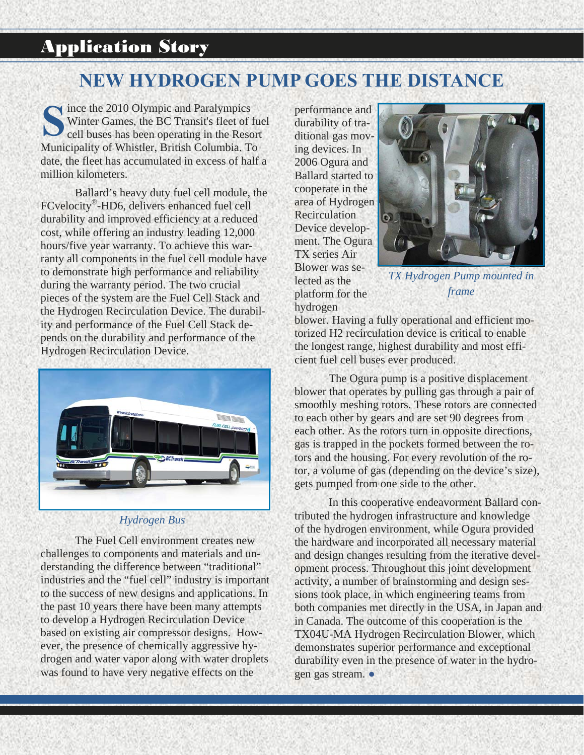# NEW HYDROGEN PUMP GOES THE DISTANCE

Since the 2010 Olympic and Paralympics Winter Games, the BC Transit's fleet of fuel cell buses has been operating in the Resort Municipality of Whistler, British Columbia. To date, the fleet has accumulated in excess of half a million kilometers.

Ballard's heavy duty fuel cell module, the FCvelocity®-HD6, delivers enhanced fuel cell durability and improved efficiency at a reduced cost, while offering an industry leading 12,000 hours/five year warranty. To achieve this warranty all components in the fuel cell module have to demonstrate high performance and reliability during the warranty period. The two crucial pieces of the system are the Fuel Cell Stack and the Hydrogen Recirculation Device. The durability and performance of the Fuel Cell Stack depends on the durability and performance of the Hydrogen Recirculation Device.

*Hydrogen Bus*

The Fuel Cell environment creates new challenges to components and materials and understanding the difference between "traditional" industries and the "fuel cell" industry is important to the success of new designs and applications. In the past 10 years there have been many attempts to develop a Hydrogen Recirculation Device based on existing air compressor designs. However, the presence of chemically aggressive hydrogen and water vapor along with water droplets was found to have very negative effects on the performance and durability of traditional gas moving devices. In 2006 Ogura and Ballard started to cooperate in the area of Hydrogen Recirculation Device development. The Ogura TX series Air Blower was selected as the platform for the hydrogen blower. Having a fully operational and efficient motorized H2 recirculation device is critical to enable the longest range, highest durability and most efficient fuel cell buses ever produced.

*TX Hydrogen Pump mounted in frame*

The Ogura pump is a positive displacement blower that operates by pulling gas through a pair of smoothly meshing rotors. These rotors are connected to each other by gears and are set 90 degrees from each other. As the rotors turn in opposite directions, gas is trapped in the pockets formed between the rotors and the housing. For every revolution of the rotor, a volume of gas (depending on the device's size), gets pumped from one side to the other.

In this cooperative endeavorment Ballard contributed the hydrogen infrastructure and knowledge of the hydrogen environment, while Ogura provided the hardware and incorporated all necessary material and design changes resulting from the iterative development process. Throughout this joint development activity, a number of brainstorming and design sessions took place, in which engineering teams from both companies met directly in the USA, in Japan and in Canada. The outcome of this cooperation is the TX04U-MA Hydrogen Recirculation Blower, which demonstrates superior performance and exceptional durability even in the presence of water in the hydrogen gas stream. ●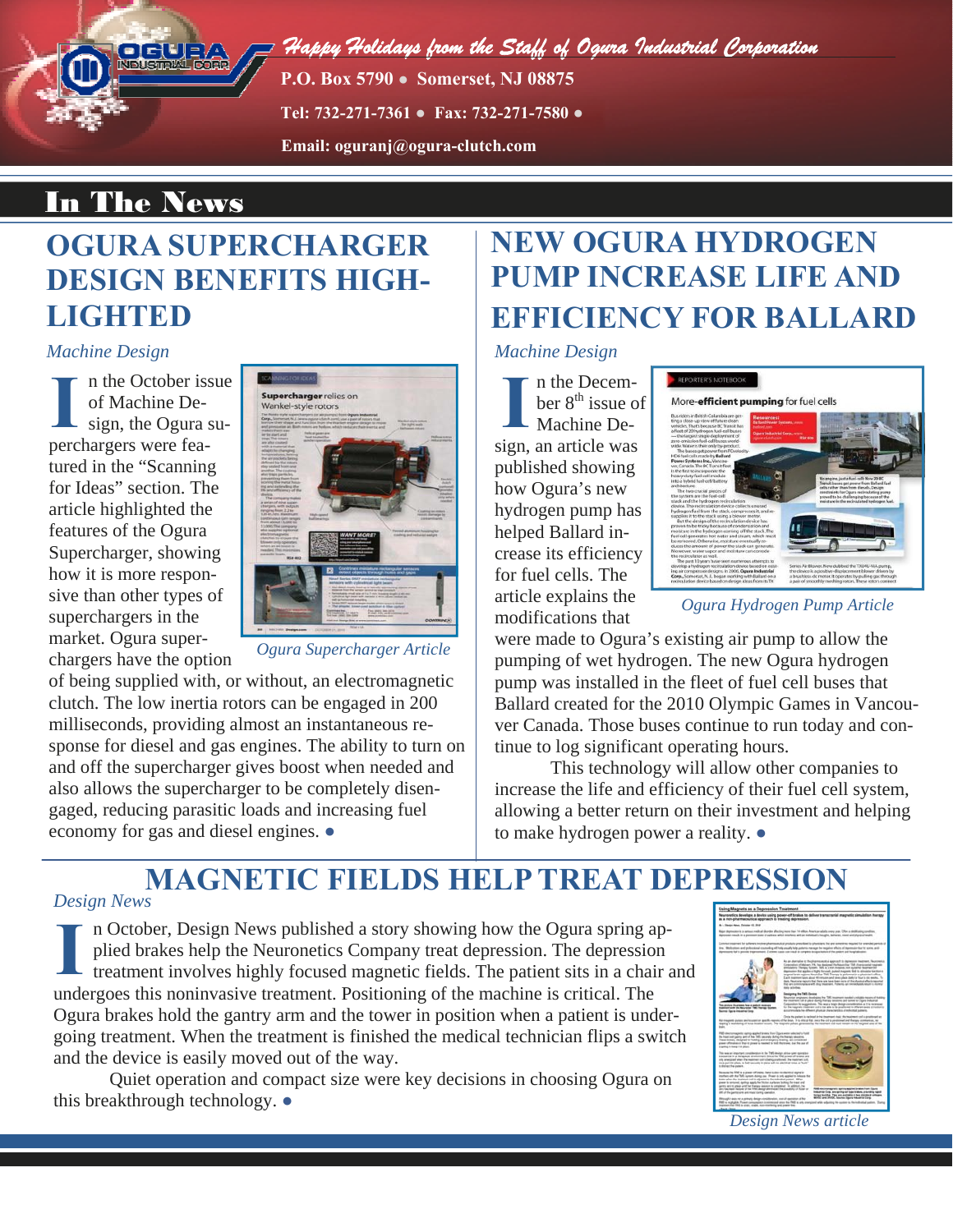Happy Holidays from the Staff of Ogura Industrial Corporation

P.O. Box 5790 • Somerset, NJ 08875

Tel: 732-271-7361 • Fax: 732-271-7580 •

Email: oguranj@ogura-clutch.com

# In The News

## OGURA SUPERCHARGER DESIGN BENEFITS HIGHLIGHTED

*Machine Design*

In the October issue of Machine Design, the Ogura superchargers were featured in the "Scanning for Ideas" section. The article highlighted the features of the Ogura Supercharger, showing how it is more responsive than other types of superchargers in the market. Ogura superchargers have the option of being supplied with, or without, an electromagnetic clutch. The low inertia rotors can be engaged in 200 milliseconds, providing almost an instantaneous response for diesel and gas engines. The ability to turn on and off the supercharger gives boost when needed and also allows the supercharger to be completely disengaged, reducing parasitic loads and increasing fuel economy for gas and diesel engines. •

*Ogura Supercharger Article*

## NEW OGURA HYDROGEN PUMP INCREASE LIFE AND EFFICIENCY FOR BALLARD

*Machine Design*

In the December 8th issue of Machine Design, an article was published showing how Ogura's new hydrogen pump has helped Ballard increase its efficiency for fuel cells. The article explains the modifications that were made to Ogura's existing air pump to allow the pumping of wet hydrogen. The new Ogura hydrogen pump was installed in the fleet of fuel cell buses that Ballard created for the 2010 Olympic Games in Vancouver Canada. Those buses continue to run today and continue to log significant operating hours.

This technology will allow other companies to increase the life and efficiency of their fuel cell system, allowing a better return on their investment and helping to make hydrogen power a reality. •

*Ogura Hydrogen Pump Article*

## MAGNETIC FIELDS HELP TREAT DEPRESSION

*Design News*

In October, Design News published a story showing how the Ogura spring applied brakes help the Neuronetics Company treat depression. The depression treatment involves highly focused magnetic fields. The patient sits in a chair and undergoes this noninvasive treatment. Positioning of the machine is critical. The Ogura brakes hold the gantry arm and the tower in position when a patient is undergoing treatment. When the treatment is finished the medical technician flips a switch and the device is easily moved out of the way.

Quiet operation and compact size were key decisions in choosing Ogura on this breakthrough technology. •

*Design News article*